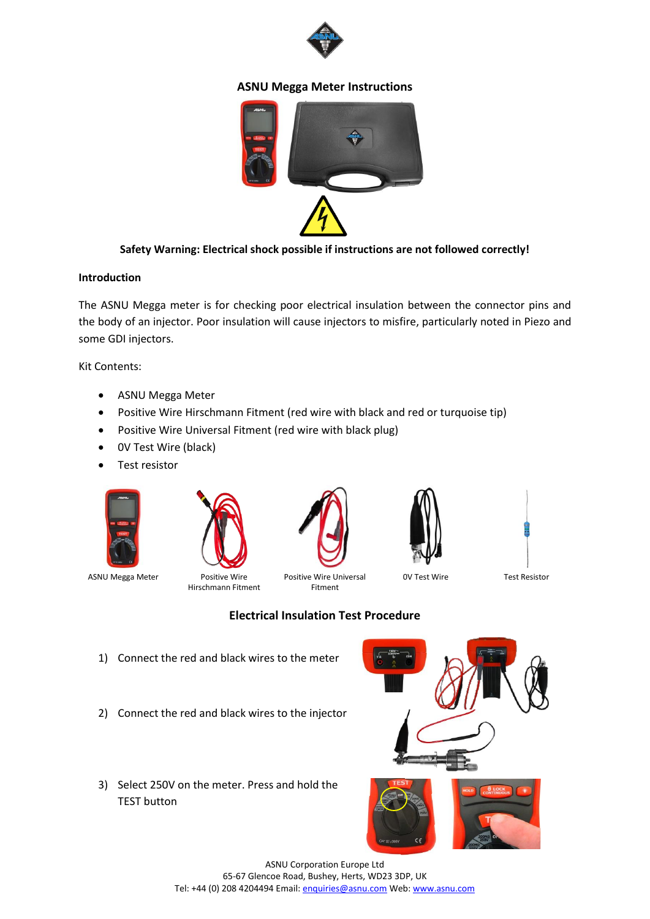# ASNU Megga Meter Instructions

**Safety Warning: Electrical shock possible if instructions are not followed correctly!**

## Introduction

The ASNU Megga meter is for checking poor electrical insulation between the connector pins and the body of an injector. Poor insulation will cause injectors to misfire, particularly noted in Piezo and some GDI injectors.

Kit Contents:

- ASNU Megga Meter
- Positive Wire Hirschmann Fitment (red wire with black and red or turquoise tip)
- Positive Wire Universal Fitment (red wire with black plug)
- 0V Test Wire (black)
- Test resistor

ASNU Megga Meter

Positive Wire Hirschmann Fitment

Positive Wire Universal Fitment

0V Test Wire

Test Resistor

## Electrical Insulation Test Procedure

1) Connect the red and black wires to the meter
2) Connect the red and black wires to the injector
3) Select 250V on the meter. Press and hold the TEST button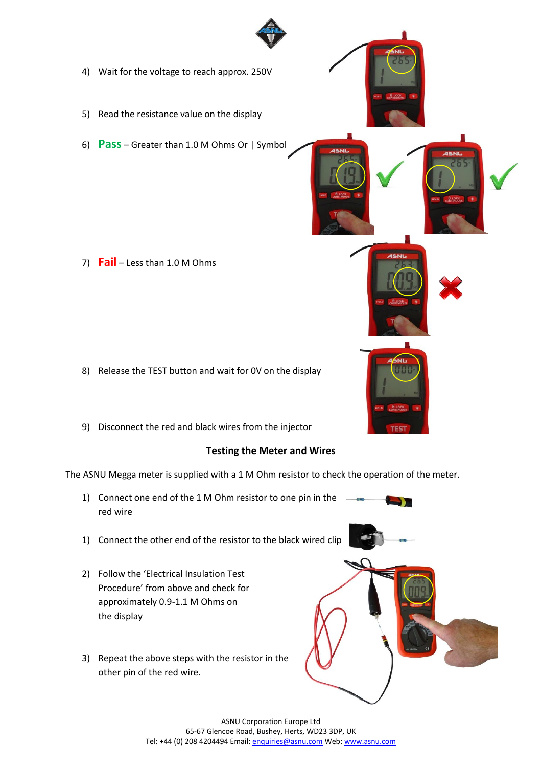4) Wait for the voltage to reach approx. 250V

5) Read the resistance value on the display

6) **Pass** – Greater than 1.0 M Ohms Or | Symbol

7) **Fail** – Less than 1.0 M Ohms

8) Release the TEST button and wait for 0V on the display

9) Disconnect the red and black wires from the injector

### Testing the Meter and Wires

The ASNU Megga meter is supplied with a 1 M Ohm resistor to check the operation of the meter.

1) Connect one end of the 1 M Ohm resistor to one pin in the red wire

1) Connect the other end of the resistor to the black wired clip

2) Follow the 'Electrical Insulation Test Procedure' from above and check for approximately 0.9-1.1 M Ohms on the display

3) Repeat the above steps with the resistor in the other pin of the red wire.

ASNU Corporation Europe Ltd
65-67 Glencoe Road, Bushey, Herts, WD23 3DP, UK
Tel: +44 (0) 208 4204494 Email: enquiries@asnu.com Web: www.asnu.com